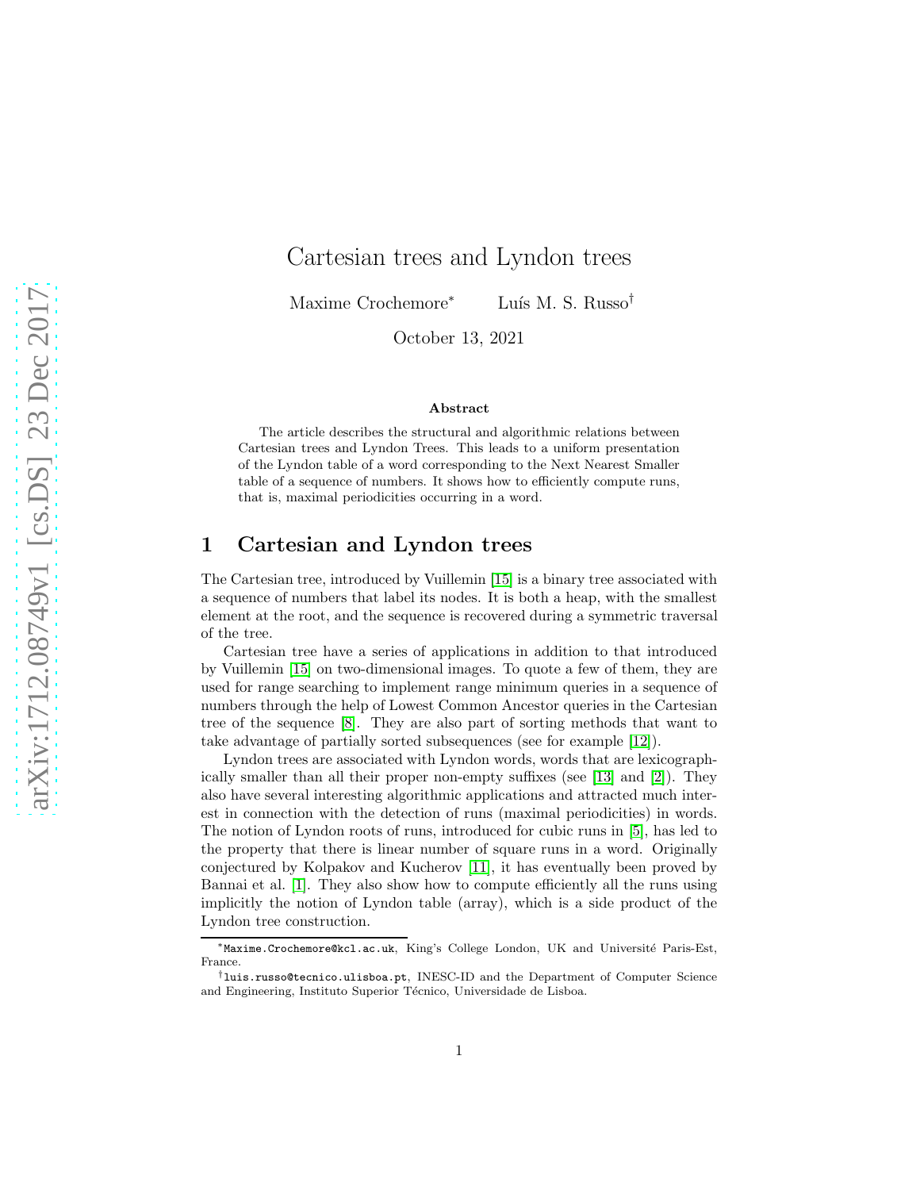# Cartesian trees and Lyndon trees

Maxime Crochemore* Luís M. S. Russo†

October 13, 2021

**Abstract**

The article describes the structural and algorithmic relations between Cartesian trees and Lyndon Trees. This leads to a uniform presentation of the Lyndon table of a word corresponding to the Next Nearest Smaller table of a sequence of numbers. It shows how to efficiently compute runs, that is, maximal periodicities occurring in a word.

## 1 Cartesian and Lyndon trees

The Cartesian tree, introduced by Vuillemin [15] is a binary tree associated with a sequence of numbers that label its nodes. It is both a heap, with the smallest element at the root, and the sequence is recovered during a symmetric traversal of the tree.

Cartesian tree have a series of applications in addition to that introduced by Vuillemin [15] on two-dimensional images. To quote a few of them, they are used for range searching to implement range minimum queries in a sequence of numbers through the help of Lowest Common Ancestor queries in the Cartesian tree of the sequence [8]. They are also part of sorting methods that want to take advantage of partially sorted subsequences (see for example [12]).

Lyndon trees are associated with Lyndon words, words that are lexicographically smaller than all their proper non-empty suffixes (see [13] and [2]). They also have several interesting algorithmic applications and attracted much interest in connection with the detection of runs (maximal periodicities) in words. The notion of Lyndon roots of runs, introduced for cubic runs in [5], has led to the property that there is linear number of square runs in a word. Originally conjectured by Kolpakov and Kucherov [11], it has eventually been proved by Bannai et al. [1]. They also show how to compute efficiently all the runs using implicitly the notion of Lyndon table (array), which is a side product of the Lyndon tree construction.

---

*Maxime.Crochemore@kcl.ac.uk, King's College London, UK and Université Paris-Est, France.

†luis.russo@tecnico.ulisboa.pt, INESC-ID and the Department of Computer Science and Engineering, Instituto Superior Técnico, Universidade de Lisboa.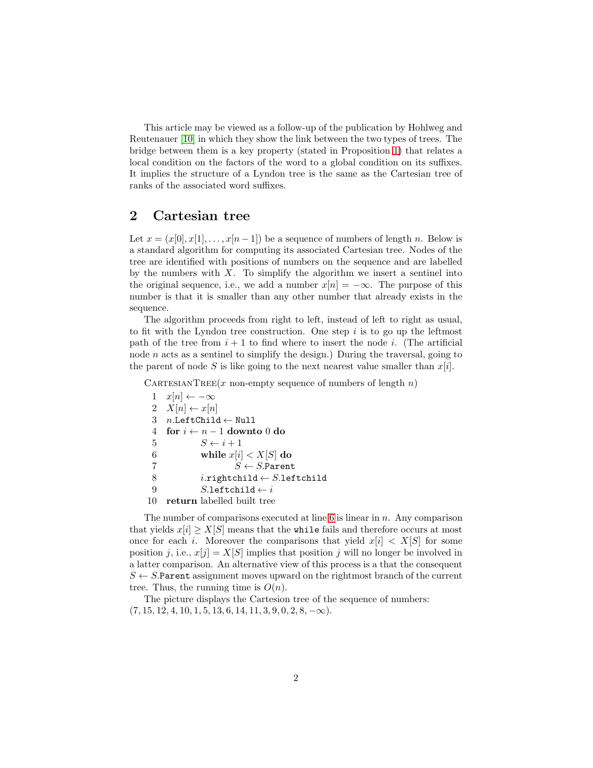This article may be viewed as a follow-up of the publication by Hohlweg and Reutenauer [10] in which they show the link between the two types of trees. The bridge between them is a key property (stated in Proposition 1) that relates a local condition on the factors of the word to a global condition on its suffixes. It implies the structure of a Lyndon tree is the same as the Cartesian tree of ranks of the associated word suffixes.

## 2 Cartesian tree

Let $x = (x[0], x[1], \ldots, x[n-1])$ be a sequence of numbers of length $n$. Below is a standard algorithm for computing its associated Cartesian tree. Nodes of the tree are identified with positions of numbers on the sequence and are labelled by the numbers with $X$. To simplify the algorithm we insert a sentinel into the original sequence, i.e., we add a number $x[n] = -\infty$. The purpose of this number is that it is smaller than any other number that already exists in the sequence.

The algorithm proceeds from right to left, instead of left to right as usual, to fit with the Lyndon tree construction. One step $i$ is to go up the leftmost path of the tree from $i+1$ to find where to insert the node $i$. (The artificial node $n$ acts as a sentinel to simplify the design.) During the traversal, going to the parent of node $S$ is like going to the next nearest value smaller than $x[i]$.

CartesianTree($x$ non-empty sequence of numbers of length $n$)

```
 1  x[n] ← −∞
 2  X[n] ← x[n]
 3  n.LeftChild ← Null
 4  for i ← n − 1 downto 0 do
 5          S ← i + 1
 6          while x[i] < X[S] do
 7                  S ← S.Parent
 8          i.rightchild ← S.leftchild
 9          S.leftchild ← i
10  return labelled built tree
```

The number of comparisons executed at line 6 is linear in $n$. Any comparison that yields $x[i] \geq X[S]$ means that the `while` fails and therefore occurs at most once for each $i$. Moreover the comparisons that yield $x[i] < X[S]$ for some position $j$, i.e., $x[j] = X[S]$ implies that position $j$ will no longer be involved in a latter comparison. An alternative view of this process is a that the consequent $S \leftarrow S$.`Parent` assignment moves upward on the rightmost branch of the current tree. Thus, the running time is $O(n)$.

The picture displays the Cartesion tree of the sequence of numbers: $(7, 15, 12, 4, 10, 1, 5, 13, 6, 14, 11, 3, 9, 0, 2, 8, -\infty)$.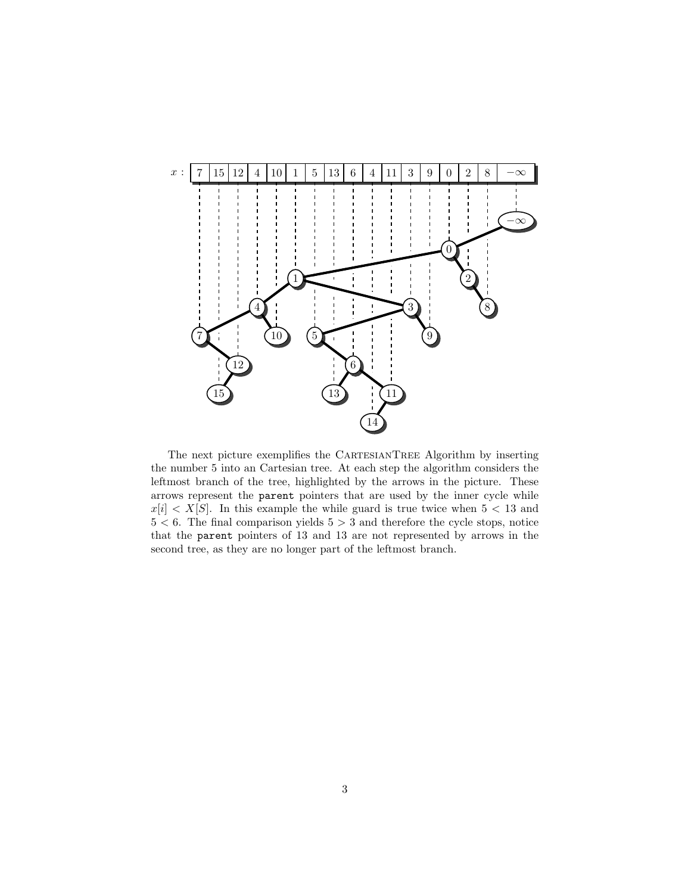The next picture exemplifies the CartesianTree Algorithm by inserting the number 5 into an Cartesian tree. At each step the algorithm considers the leftmost branch of the tree, highlighted by the arrows in the picture. These arrows represent the `parent` pointers that are used by the inner cycle while $x[i] < X[S]$. In this example the while guard is true twice when $5 < 13$ and $5 < 6$. The final comparison yields $5 > 3$ and therefore the cycle stops, notice that the `parent` pointers of 13 and 13 are not represented by arrows in the second tree, as they are no longer part of the leftmost branch.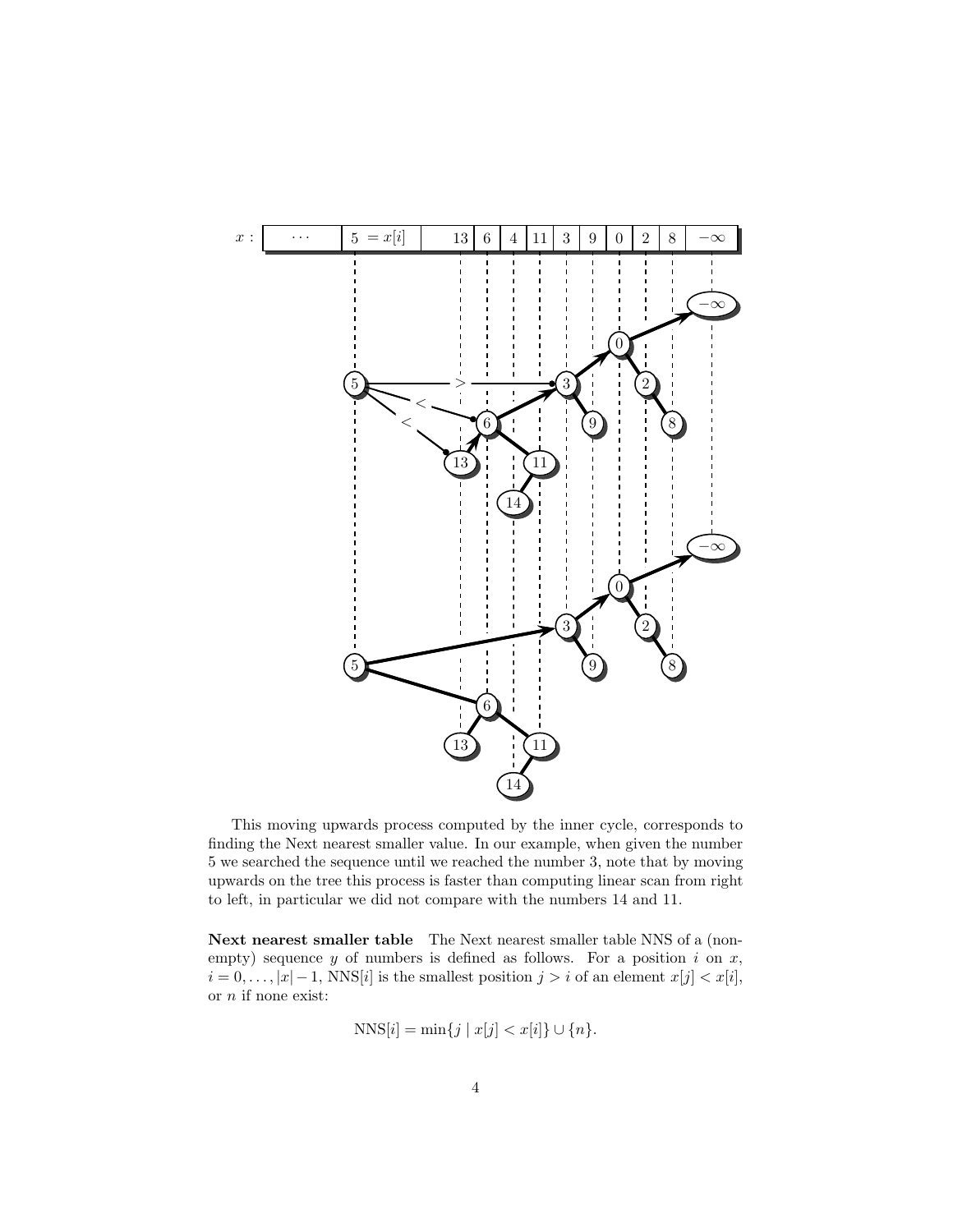This moving upwards process computed by the inner cycle, corresponds to finding the Next nearest smaller value. In our example, when given the number 5 we searched the sequence until we reached the number 3, note that by moving upwards on the tree this process is faster than computing linear scan from right to left, in particular we did not compare with the numbers 14 and 11.

**Next nearest smaller table** The Next nearest smaller table NNS of a (non-empty) sequence $y$ of numbers is defined as follows. For a position $i$ on $x$, $i = 0, \ldots, |x|-1$, $\mathrm{NNS}[i]$ is the smallest position $j > i$ of an element $x[j] < x[i]$, or $n$ if none exist:

$$\mathrm{NNS}[i] = \min\{j \mid x[j] < x[i]\} \cup \{n\}.$$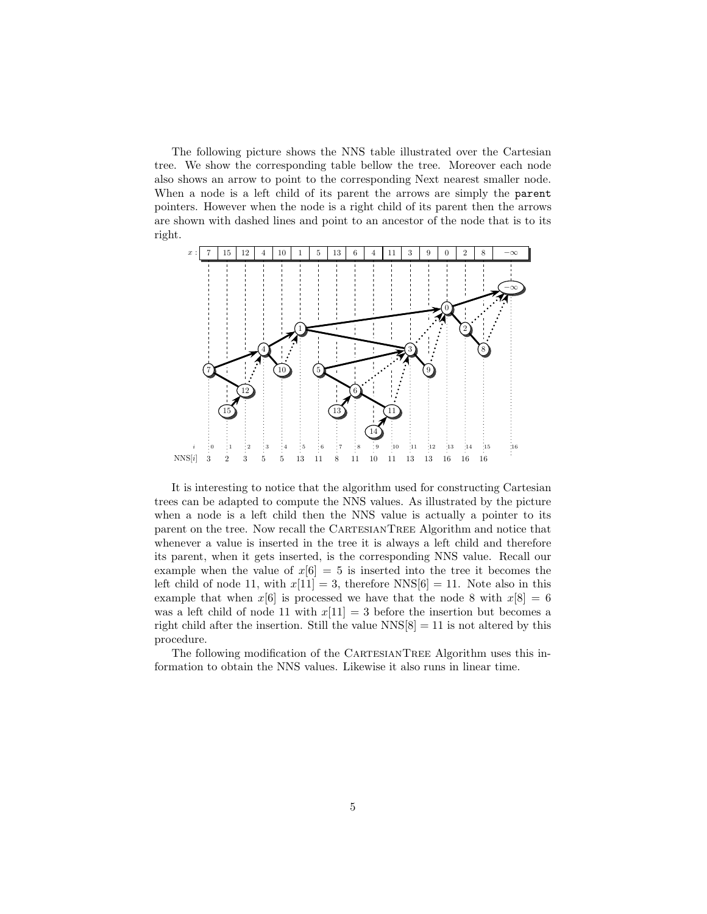The following picture shows the NNS table illustrated over the Cartesian tree. We show the corresponding table bellow the tree. Moreover each node also shows an arrow to point to the corresponding Next nearest smaller node. When a node is a left child of its parent the arrows are simply the `parent` pointers. However when the node is a right child of its parent then the arrows are shown with dashed lines and point to an ancestor of the node that is to its right.

| $x$: | 7 | 15 | 12 | 4 | 10 | 1 | 5 | 13 | 6 | 4 | 11 | 3 | 9 | 0 | 2 | 8 | $-\infty$ |
|---|---|---|---|---|---|---|---|---|---|---|---|---|---|---|---|---|---|

| $i$ | 0 | 1 | 2 | 3 | 4 | 5 | 6 | 7 | 8 | 9 | 10 | 11 | 12 | 13 | 14 | 15 | 16 |
|---|---|---|---|---|---|---|---|---|---|---|---|---|---|---|---|---|---|
| NNS[$i$] | 3 | 2 | 3 | 5 | 5 | 13 | 11 | 8 | 11 | 10 | 11 | 13 | 13 | 16 | 16 | 16 | |

It is interesting to notice that the algorithm used for constructing Cartesian trees can be adapted to compute the NNS values. As illustrated by the picture when a node is a left child then the NNS value is actually a pointer to its parent on the tree. Now recall the CartesianTree Algorithm and notice that whenever a value is inserted in the tree it is always a left child and therefore its parent, when it gets inserted, is the corresponding NNS value. Recall our example when the value of $x[6] = 5$ is inserted into the tree it becomes the left child of node 11, with $x[11] = 3$, therefore $\text{NNS}[6] = 11$. Note also in this example that when $x[6]$ is processed we have that the node 8 with $x[8] = 6$ was a left child of node 11 with $x[11] = 3$ before the insertion but becomes a right child after the insertion. Still the value $\text{NNS}[8] = 11$ is not altered by this procedure.

The following modification of the CartesianTree Algorithm uses this information to obtain the NNS values. Likewise it also runs in linear time.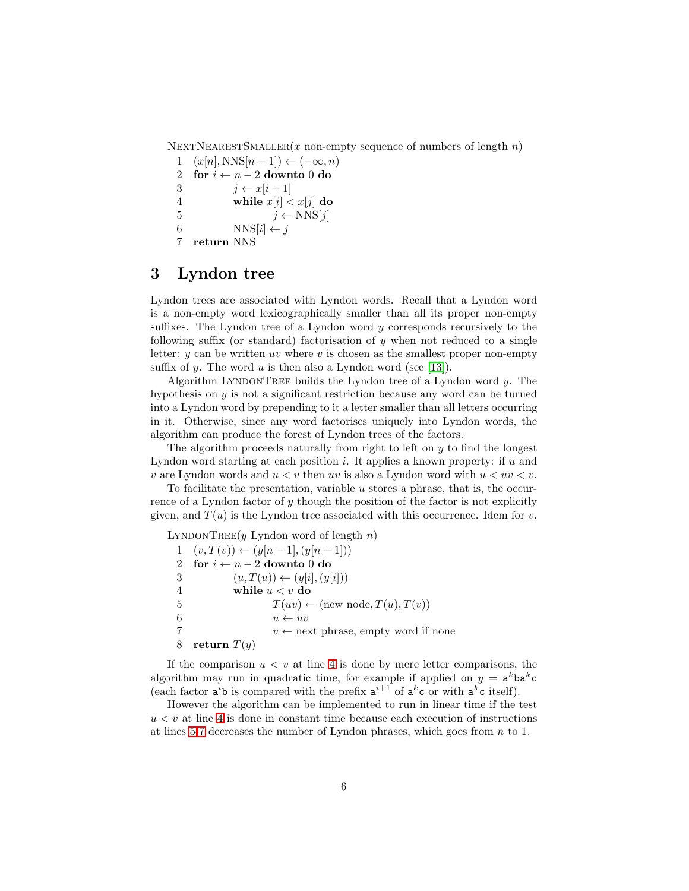NextNearestSmaller($x$ non-empty sequence of numbers of length $n$)

```
1  (x[n], NNS[n − 1]) ← (−∞, n)
2  for i ← n − 2 downto 0 do
3          j ← x[i + 1]
4          while x[i] < x[j] do
5                  j ← NNS[j]
6          NNS[i] ← j
7  return NNS
```

## 3 Lyndon tree

Lyndon trees are associated with Lyndon words. Recall that a Lyndon word is a non-empty word lexicographically smaller than all its proper non-empty suffixes. The Lyndon tree of a Lyndon word $y$ corresponds recursively to the following suffix (or standard) factorisation of $y$ when not reduced to a single letter: $y$ can be written $uv$ where $v$ is chosen as the smallest proper non-empty suffix of $y$. The word $u$ is then also a Lyndon word (see [13]).

Algorithm LyndonTree builds the Lyndon tree of a Lyndon word $y$. The hypothesis on $y$ is not a significant restriction because any word can be turned into a Lyndon word by prepending to it a letter smaller than all letters occurring in it. Otherwise, since any word factorises uniquely into Lyndon words, the algorithm can produce the forest of Lyndon trees of the factors.

The algorithm proceeds naturally from right to left on $y$ to find the longest Lyndon word starting at each position $i$. It applies a known property: if $u$ and $v$ are Lyndon words and $u < v$ then $uv$ is also a Lyndon word with $u < uv < v$.

To facilitate the presentation, variable $u$ stores a phrase, that is, the occurrence of a Lyndon factor of $y$ though the position of the factor is not explicitly given, and $T(u)$ is the Lyndon tree associated with this occurrence. Idem for $v$.

LyndonTree($y$ Lyndon word of length $n$)

```
1  (v, T(v)) ← (y[n − 1], (y[n − 1]))
2  for i ← n − 2 downto 0 do
3          (u, T(u)) ← (y[i], (y[i]))
4          while u < v do
5                  T(uv) ← (new node, T(u), T(v))
6                  u ← uv
7                  v ← next phrase, empty word if none
8  return T(y)
```

If the comparison $u < v$ at line 4 is done by mere letter comparisons, the algorithm may run in quadratic time, for example if applied on $y = \mathtt{a}^k\mathtt{b}\mathtt{a}^k\mathtt{c}$ (each factor $\mathtt{a}^i\mathtt{b}$ is compared with the prefix $\mathtt{a}^{i+1}$ of $\mathtt{a}^k\mathtt{c}$ or with $\mathtt{a}^k\mathtt{c}$ itself).

However the algorithm can be implemented to run in linear time if the test $u < v$ at line 4 is done in constant time because each execution of instructions at lines 5-7 decreases the number of Lyndon phrases, which goes from $n$ to 1.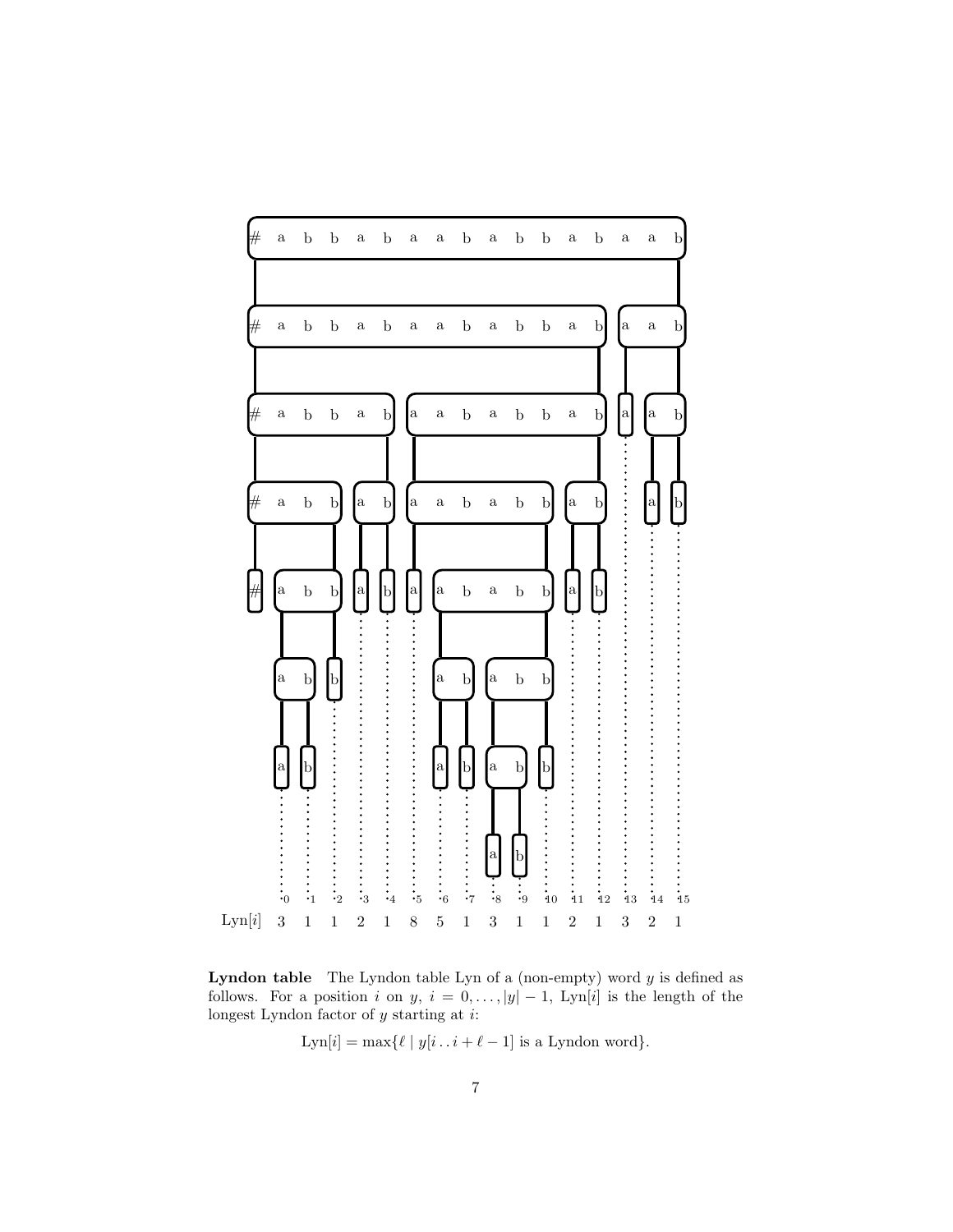| $i$ | 0 | 1 | 2 | 3 | 4 | 5 | 6 | 7 | 8 | 9 | 10 | 11 | 12 | 13 | 14 | 15 |
|---|---|---|---|---|---|---|---|---|---|---|---|---|---|---|---|---|
| Lyn[$i$] | 3 | 1 | 1 | 2 | 1 | 8 | 5 | 1 | 3 | 1 | 1 | 2 | 1 | 3 | 2 | 1 |

**Lyndon table** The Lyndon table Lyn of a (non-empty) word $y$ is defined as follows. For a position $i$ on $y$, $i = 0, \ldots, |y| - 1$, Lyn[$i$] is the length of the longest Lyndon factor of $y$ starting at $i$:

$$\text{Lyn}[i] = \max\{\ell \mid y[i \mathinner{..} i + \ell - 1] \text{ is a Lyndon word}\}.$$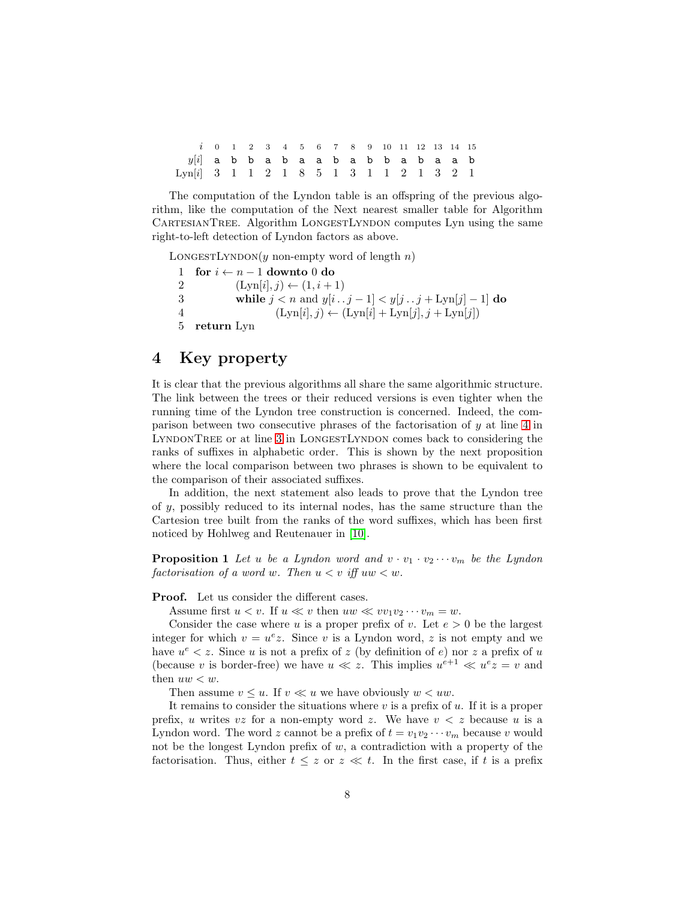| $i$ | 0 | 1 | 2 | 3 | 4 | 5 | 6 | 7 | 8 | 9 | 10 | 11 | 12 | 13 | 14 | 15 |
|---|---|---|---|---|---|---|---|---|---|---|---|---|---|---|---|---|
| $y[i]$ | a | b | b | a | b | a | a | b | a | b | b | a | b | a | a | b |
| $\text{Lyn}[i]$ | 3 | 1 | 1 | 2 | 1 | 8 | 5 | 1 | 3 | 1 | 1 | 2 | 1 | 3 | 2 | 1 |

The computation of the Lyndon table is an offspring of the previous algorithm, like the computation of the Next nearest smaller table for Algorithm CartesianTree. Algorithm LongestLyndon computes Lyn using the same right-to-left detection of Lyndon factors as above.

```
LongestLyndon(y non-empty word of length n)
1  for i ← n − 1 downto 0 do
2      (Lyn[i], j) ← (1, i + 1)
3      while j < n and y[i . . j − 1] < y[j . . j + Lyn[j] − 1] do
4          (Lyn[i], j) ← (Lyn[i] + Lyn[j], j + Lyn[j])
5  return Lyn
```

## 4 Key property

It is clear that the previous algorithms all share the same algorithmic structure. The link between the trees or their reduced versions is even tighter when the running time of the Lyndon tree construction is concerned. Indeed, the comparison between two consecutive phrases of the factorisation of $y$ at line 4 in LyndonTree or at line 3 in LongestLyndon comes back to considering the ranks of suffixes in alphabetic order. This is shown by the next proposition where the local comparison between two phrases is shown to be equivalent to the comparison of their associated suffixes.

In addition, the next statement also leads to prove that the Lyndon tree of $y$, possibly reduced to its internal nodes, has the same structure than the Cartesion tree built from the ranks of the word suffixes, which has been first noticed by Hohlweg and Reutenauer in [10].

**Proposition 1** *Let $u$ be a Lyndon word and $v \cdot v_1 \cdot v_2 \cdots v_m$ be the Lyndon factorisation of a word $w$. Then $u < v$ iff $uw < w$.*

**Proof.** Let us consider the different cases.

Assume first $u < v$. If $u \ll v$ then $uw \ll vv_1v_2 \cdots v_m = w$.

Consider the case where $u$ is a proper prefix of $v$. Let $e > 0$ be the largest integer for which $v = u^e z$. Since $v$ is a Lyndon word, $z$ is not empty and we have $u^e < z$. Since $u$ is not a prefix of $z$ (by definition of $e$) nor $z$ a prefix of $u$ (because $v$ is border-free) we have $u \ll z$. This implies $u^{e+1} \ll u^e z = v$ and then $uw < w$.

Then assume $v \leq u$. If $v \ll u$ we have obviously $w < uw$.

It remains to consider the situations where $v$ is a prefix of $u$. If it is a proper prefix, $u$ writes $vz$ for a non-empty word $z$. We have $v < z$ because $u$ is a Lyndon word. The word $z$ cannot be a prefix of $t = v_1v_2 \cdots v_m$ because $v$ would not be the longest Lyndon prefix of $w$, a contradiction with a property of the factorisation. Thus, either $t \leq z$ or $z \ll t$. In the first case, if $t$ is a prefix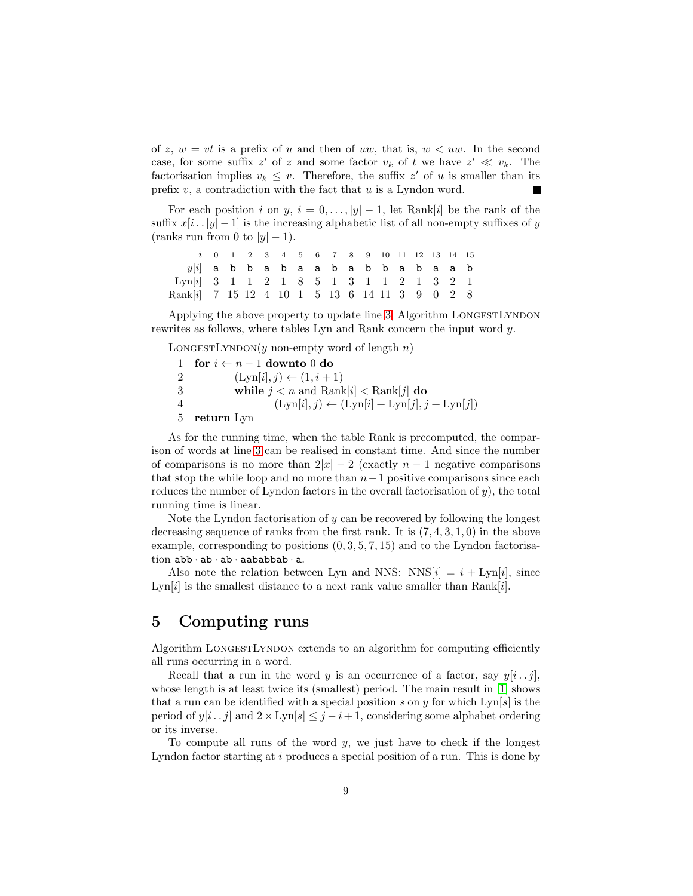of $z$, $w = vt$ is a prefix of $u$ and then of $uw$, that is, $w < uw$. In the second case, for some suffix $z'$ of $z$ and some factor $v_k$ of $t$ we have $z' \ll v_k$. The factorisation implies $v_k \leq v$. Therefore, the suffix $z'$ of $u$ is smaller than its prefix $v$, a contradiction with the fact that $u$ is a Lyndon word. ■

For each position $i$ on $y$, $i = 0, \ldots, |y|-1$, let Rank[$i$] be the rank of the suffix $x[i\,..\,|y|-1]$ is the increasing alphabetic list of all non-empty suffixes of $y$ (ranks run from 0 to $|y|-1$).

| $i$ | 0 | 1 | 2 | 3 | 4 | 5 | 6 | 7 | 8 | 9 | 10 | 11 | 12 | 13 | 14 | 15 |
|---|---|---|---|---|---|---|---|---|---|---|---|---|---|---|---|---|
| $y[i]$ | a | b | b | a | b | a | a | b | a | b | b | a | b | a | a | b |
| Lyn[$i$] | 3 | 1 | 1 | 2 | 1 | 8 | 5 | 1 | 3 | 1 | 1 | 2 | 1 | 3 | 2 | 1 |
| Rank[$i$] | 7 | 15 | 12 | 4 | 10 | 1 | 5 | 13 | 6 | 14 | 11 | 3 | 9 | 0 | 2 | 8 |

Applying the above property to update line 3, Algorithm LongestLyndon rewrites as follows, where tables Lyn and Rank concern the input word $y$.

```
LongestLyndon(y non-empty word of length n)
1  for i ← n − 1 downto 0 do
2      (Lyn[i], j) ← (1, i + 1)
3      while j < n and Rank[i] < Rank[j] do
4          (Lyn[i], j) ← (Lyn[i] + Lyn[j], j + Lyn[j])
5  return Lyn
```

As for the running time, when the table Rank is precomputed, the comparison of words at line 3 can be realised in constant time. And since the number of comparisons is no more than $2|x|-2$ (exactly $n-1$ negative comparisons that stop the while loop and no more than $n-1$ positive comparisons since each reduces the number of Lyndon factors in the overall factorisation of $y$), the total running time is linear.

Note the Lyndon factorisation of $y$ can be recovered by following the longest decreasing sequence of ranks from the first rank. It is $(7, 4, 3, 1, 0)$ in the above example, corresponding to positions $(0, 3, 5, 7, 15)$ and to the Lyndon factorisation abb · ab · ab · aababbab · a.

Also note the relation between Lyn and NNS: NNS[$i$] $= i +$ Lyn[$i$], since Lyn[$i$] is the smallest distance to a next rank value smaller than Rank[$i$].

# 5 Computing runs

Algorithm LongestLyndon extends to an algorithm for computing efficiently all runs occurring in a word.

Recall that a run in the word $y$ is an occurrence of a factor, say $y[i\,..\,j]$, whose length is at least twice its (smallest) period. The main result in [1] shows that a run can be identified with a special position $s$ on $y$ for which Lyn[$s$] is the period of $y[i\,..\,j]$ and $2 \times \text{Lyn}[s] \leq j - i + 1$, considering some alphabet ordering or its inverse.

To compute all runs of the word $y$, we just have to check if the longest Lyndon factor starting at $i$ produces a special position of a run. This is done by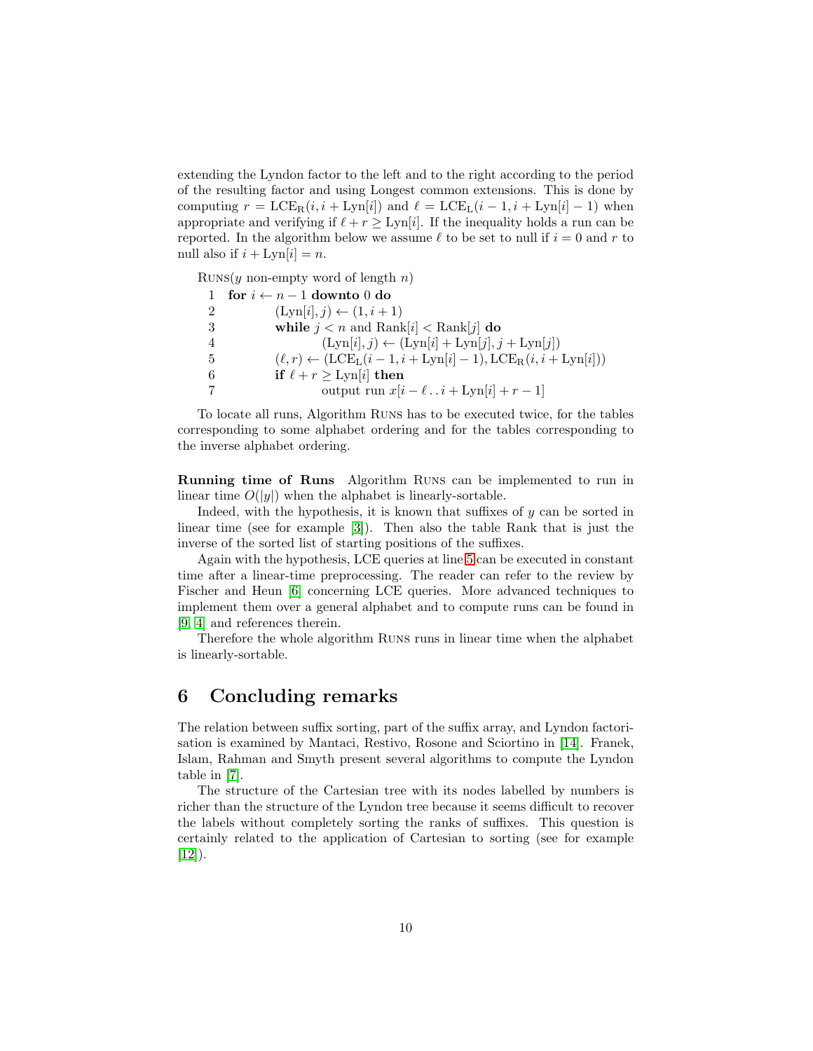extending the Lyndon factor to the left and to the right according to the period of the resulting factor and using Longest common extensions. This is done by computing $r = \mathrm{LCE_R}(i, i + \mathrm{Lyn}[i])$ and $\ell = \mathrm{LCE_L}(i-1, i + \mathrm{Lyn}[i] - 1)$ when appropriate and verifying if $\ell + r \geq \mathrm{Lyn}[i]$. If the inequality holds a run can be reported. In the algorithm below we assume $\ell$ to be set to null if $i = 0$ and $r$ to null also if $i + \mathrm{Lyn}[i] = n$.

Runs($y$ non-empty word of length $n$)

```
1  for i ← n − 1 downto 0 do
2        (Lyn[i], j) ← (1, i + 1)
3        while j < n and Rank[i] < Rank[j] do
4              (Lyn[i], j) ← (Lyn[i] + Lyn[j], j + Lyn[j])
5        (ℓ, r) ← (LCE_L(i − 1, i + Lyn[i] − 1), LCE_R(i, i + Lyn[i]))
6        if ℓ + r ≥ Lyn[i] then
7              output run x[i − ℓ . . i + Lyn[i] + r − 1]
```

To locate all runs, Algorithm Runs has to be executed twice, for the tables corresponding to some alphabet ordering and for the tables corresponding to the inverse alphabet ordering.

**Running time of Runs** Algorithm Runs can be implemented to run in linear time $O(|y|)$ when the alphabet is linearly-sortable.

Indeed, with the hypothesis, it is known that suffixes of $y$ can be sorted in linear time (see for example [3]). Then also the table Rank that is just the inverse of the sorted list of starting positions of the suffixes.

Again with the hypothesis, LCE queries at line 5 can be executed in constant time after a linear-time preprocessing. The reader can refer to the review by Fischer and Heun [6] concerning LCE queries. More advanced techniques to implement them over a general alphabet and to compute runs can be found in [9, 4] and references therein.

Therefore the whole algorithm Runs runs in linear time when the alphabet is linearly-sortable.

## 6 Concluding remarks

The relation between suffix sorting, part of the suffix array, and Lyndon factorisation is examined by Mantaci, Restivo, Rosone and Sciortino in [14]. Franek, Islam, Rahman and Smyth present several algorithms to compute the Lyndon table in [7].

The structure of the Cartesian tree with its nodes labelled by numbers is richer than the structure of the Lyndon tree because it seems difficult to recover the labels without completely sorting the ranks of suffixes. This question is certainly related to the application of Cartesian to sorting (see for example [12]).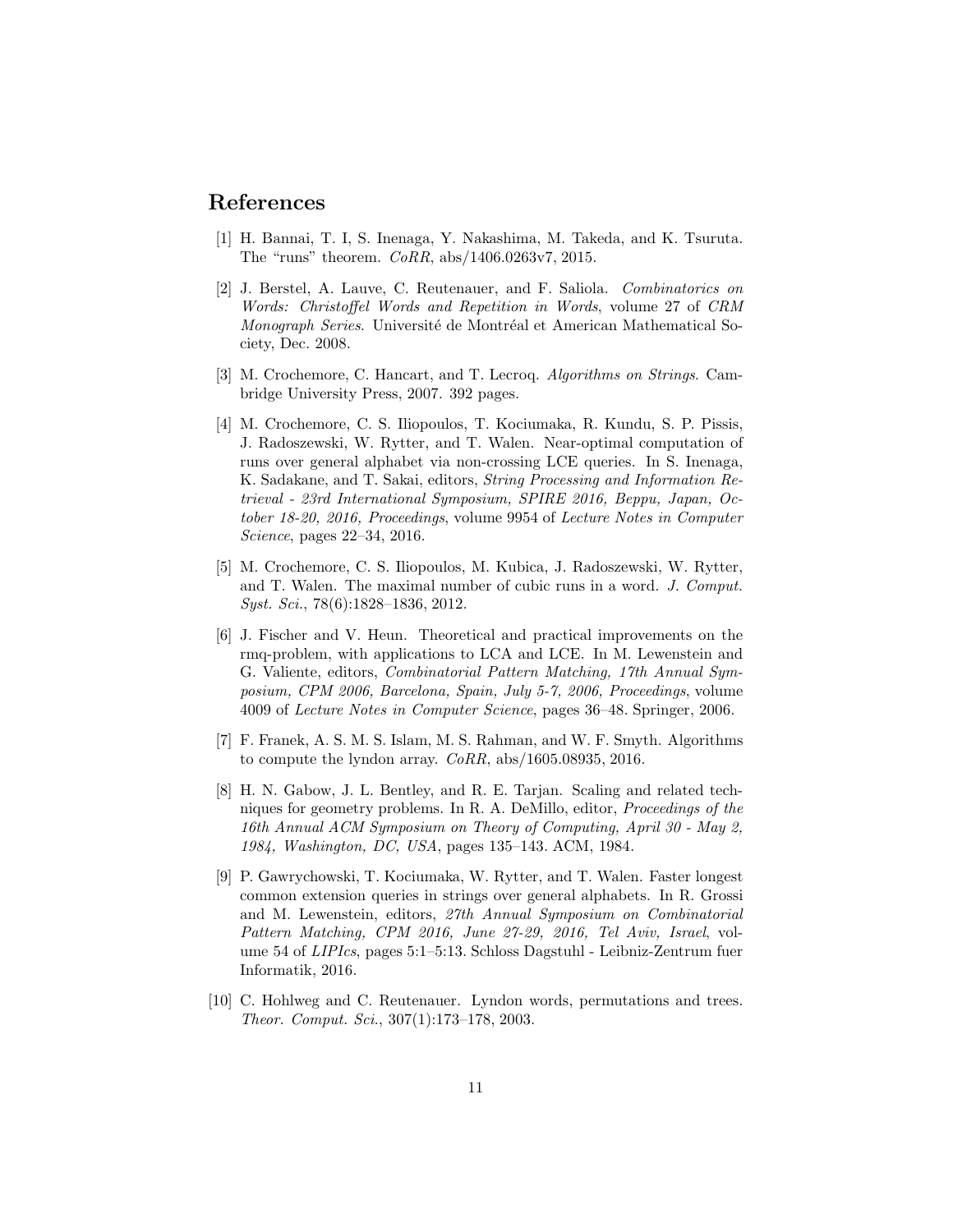## References

[1] H. Bannai, T. I, S. Inenaga, Y. Nakashima, M. Takeda, and K. Tsuruta. The "runs" theorem. *CoRR*, abs/1406.0263v7, 2015.

[2] J. Berstel, A. Lauve, C. Reutenauer, and F. Saliola. *Combinatorics on Words: Christoffel Words and Repetition in Words*, volume 27 of *CRM Monograph Series*. Université de Montréal et American Mathematical Society, Dec. 2008.

[3] M. Crochemore, C. Hancart, and T. Lecroq. *Algorithms on Strings*. Cambridge University Press, 2007. 392 pages.

[4] M. Crochemore, C. S. Iliopoulos, T. Kociumaka, R. Kundu, S. P. Pissis, J. Radoszewski, W. Rytter, and T. Walen. Near-optimal computation of runs over general alphabet via non-crossing LCE queries. In S. Inenaga, K. Sadakane, and T. Sakai, editors, *String Processing and Information Retrieval - 23rd International Symposium, SPIRE 2016, Beppu, Japan, October 18-20, 2016, Proceedings*, volume 9954 of *Lecture Notes in Computer Science*, pages 22–34, 2016.

[5] M. Crochemore, C. S. Iliopoulos, M. Kubica, J. Radoszewski, W. Rytter, and T. Walen. The maximal number of cubic runs in a word. *J. Comput. Syst. Sci.*, 78(6):1828–1836, 2012.

[6] J. Fischer and V. Heun. Theoretical and practical improvements on the rmq-problem, with applications to LCA and LCE. In M. Lewenstein and G. Valiente, editors, *Combinatorial Pattern Matching, 17th Annual Symposium, CPM 2006, Barcelona, Spain, July 5-7, 2006, Proceedings*, volume 4009 of *Lecture Notes in Computer Science*, pages 36–48. Springer, 2006.

[7] F. Franek, A. S. M. S. Islam, M. S. Rahman, and W. F. Smyth. Algorithms to compute the lyndon array. *CoRR*, abs/1605.08935, 2016.

[8] H. N. Gabow, J. L. Bentley, and R. E. Tarjan. Scaling and related techniques for geometry problems. In R. A. DeMillo, editor, *Proceedings of the 16th Annual ACM Symposium on Theory of Computing, April 30 - May 2, 1984, Washington, DC, USA*, pages 135–143. ACM, 1984.

[9] P. Gawrychowski, T. Kociumaka, W. Rytter, and T. Walen. Faster longest common extension queries in strings over general alphabets. In R. Grossi and M. Lewenstein, editors, *27th Annual Symposium on Combinatorial Pattern Matching, CPM 2016, June 27-29, 2016, Tel Aviv, Israel*, volume 54 of *LIPIcs*, pages 5:1–5:13. Schloss Dagstuhl - Leibniz-Zentrum fuer Informatik, 2016.

[10] C. Hohlweg and C. Reutenauer. Lyndon words, permutations and trees. *Theor. Comput. Sci.*, 307(1):173–178, 2003.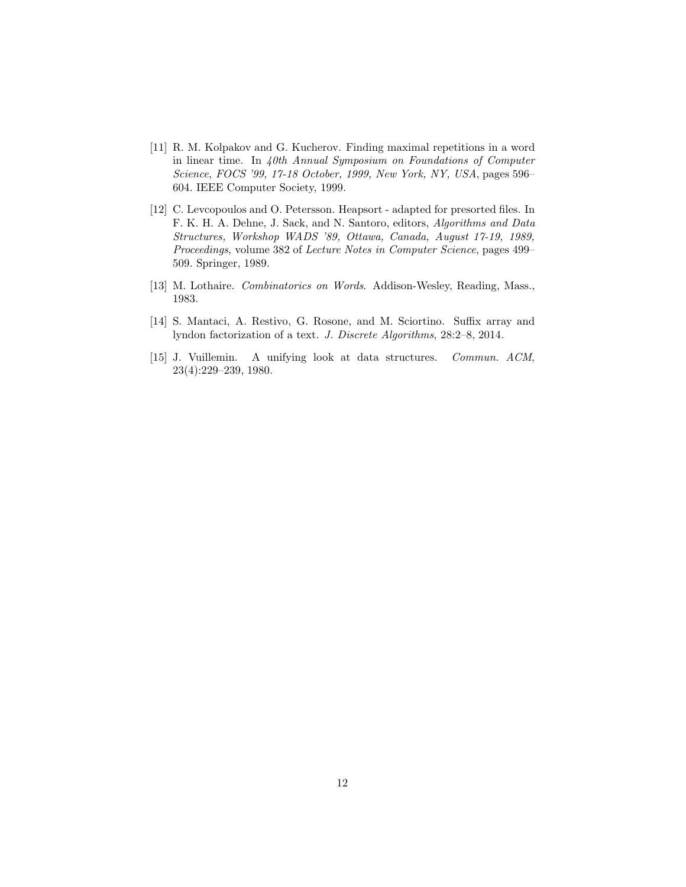[11] R. M. Kolpakov and G. Kucherov. Finding maximal repetitions in a word in linear time. In *40th Annual Symposium on Foundations of Computer Science, FOCS '99, 17-18 October, 1999, New York, NY, USA*, pages 596–604. IEEE Computer Society, 1999.

[12] C. Levcopoulos and O. Petersson. Heapsort - adapted for presorted files. In F. K. H. A. Dehne, J. Sack, and N. Santoro, editors, *Algorithms and Data Structures, Workshop WADS '89, Ottawa, Canada, August 17-19, 1989, Proceedings*, volume 382 of *Lecture Notes in Computer Science*, pages 499–509. Springer, 1989.

[13] M. Lothaire. *Combinatorics on Words*. Addison-Wesley, Reading, Mass., 1983.

[14] S. Mantaci, A. Restivo, G. Rosone, and M. Sciortino. Suffix array and lyndon factorization of a text. *J. Discrete Algorithms*, 28:2–8, 2014.

[15] J. Vuillemin. A unifying look at data structures. *Commun. ACM*, 23(4):229–239, 1980.